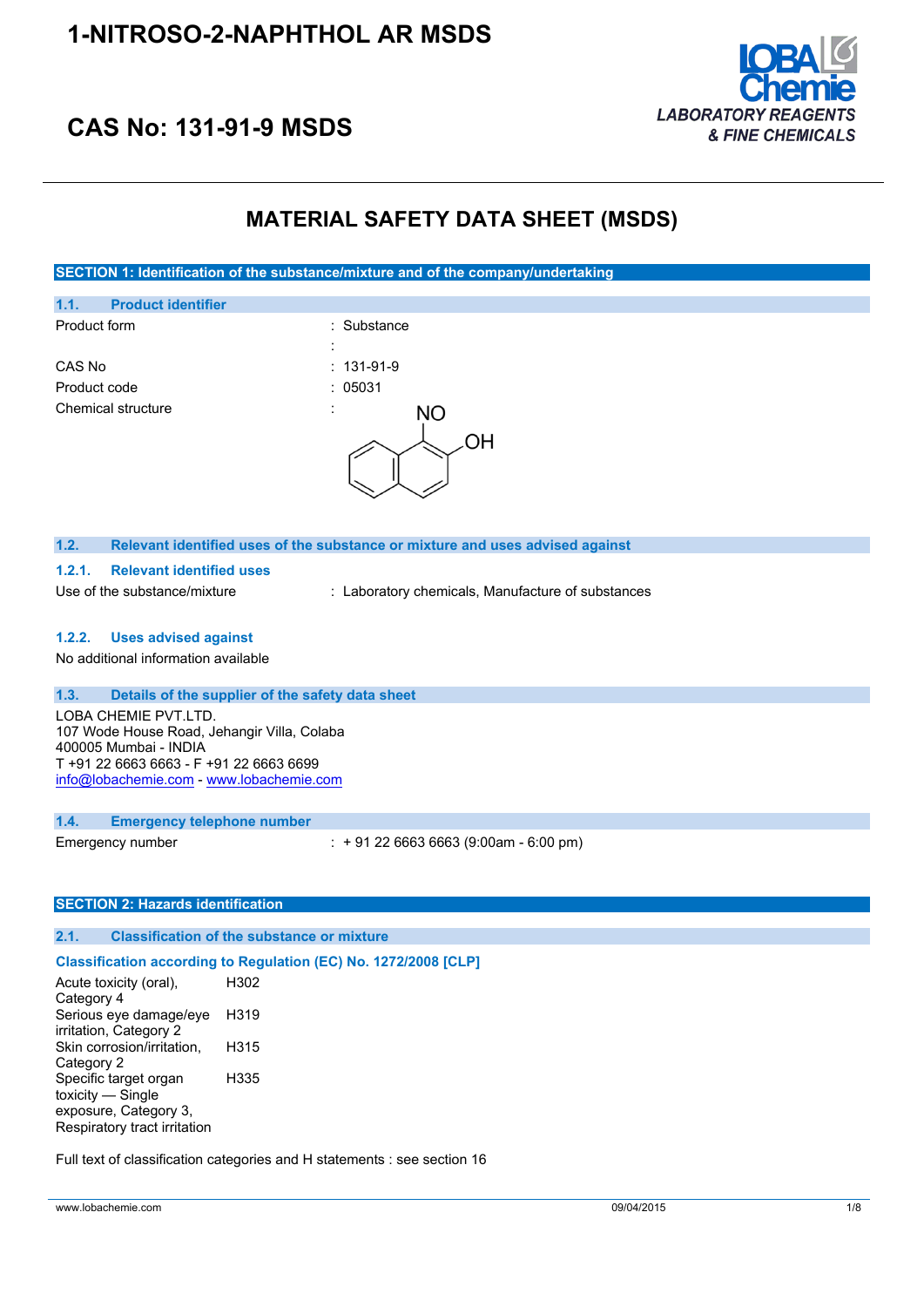# 1-NITROSO-2-NAPHTHOL AR MSDS

## CAS No: 131-91-9 MSDS

LOBA Chemie
LABORATORY REAGENTS & FINE CHEMICALS

## MATERIAL SAFETY DATA SHEET (MSDS)

### SECTION 1: Identification of the substance/mixture and of the company/undertaking

#### 1.1. Product identifier

| | |
|---|---|
| Product form | : Substance |
| | : |
| CAS No | : 131-91-9 |
| Product code | : 05031 |
| Chemical structure | : |

#### 1.2. Relevant identified uses of the substance or mixture and uses advised against

##### 1.2.1. Relevant identified uses

Use of the substance/mixture : Laboratory chemicals, Manufacture of substances

##### 1.2.2. Uses advised against

No additional information available

#### 1.3. Details of the supplier of the safety data sheet

LOBA CHEMIE PVT.LTD.
107 Wode House Road, Jehangir Villa, Colaba
400005 Mumbai - INDIA
T +91 22 6663 6663 - F +91 22 6663 6699
info@lobachemie.com - www.lobachemie.com

#### 1.4. Emergency telephone number

Emergency number : + 91 22 6663 6663 (9:00am - 6:00 pm)

### SECTION 2: Hazards identification

#### 2.1. Classification of the substance or mixture

**Classification according to Regulation (EC) No. 1272/2008 [CLP]**

| | |
|---|---|
| Acute toxicity (oral), Category 4 | H302 |
| Serious eye damage/eye irritation, Category 2 | H319 |
| Skin corrosion/irritation, Category 2 | H315 |
| Specific target organ toxicity — Single exposure, Category 3, Respiratory tract irritation | H335 |

Full text of classification categories and H statements : see section 16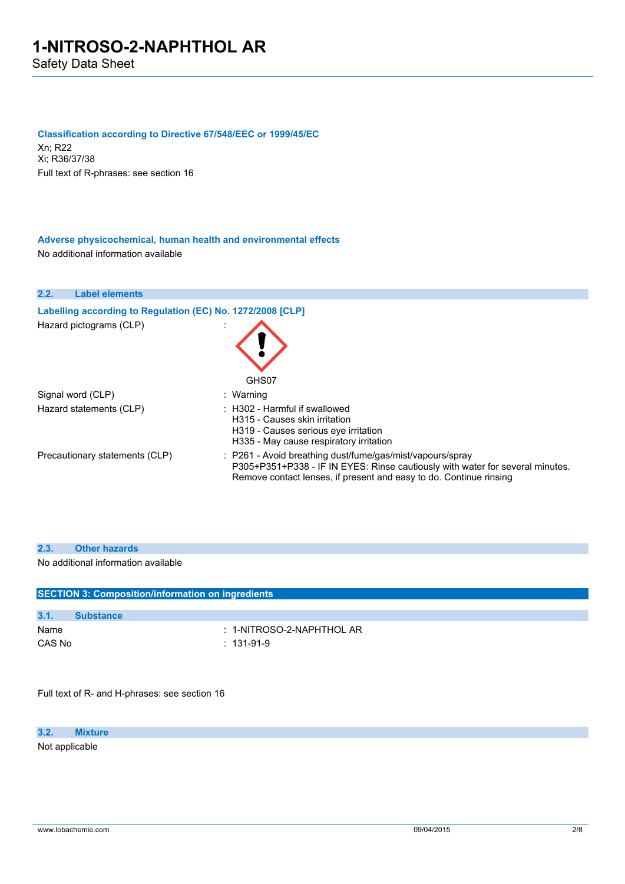### Classification according to Directive 67/548/EEC or 1999/45/EC

Xn; R22
Xi; R36/37/38
Full text of R-phrases: see section 16

### Adverse physicochemical, human health and environmental effects

No additional information available

## 2.2. Label elements

### Labelling according to Regulation (EC) No. 1272/2008 [CLP]

| | |
|---|---|
| Hazard pictograms (CLP) | : GHS07 |
| Signal word (CLP) | : Warning |
| Hazard statements (CLP) | : H302 - Harmful if swallowed<br>H315 - Causes skin irritation<br>H319 - Causes serious eye irritation<br>H335 - May cause respiratory irritation |
| Precautionary statements (CLP) | : P261 - Avoid breathing dust/fume/gas/mist/vapours/spray<br>P305+P351+P338 - IF IN EYES: Rinse cautiously with water for several minutes. Remove contact lenses, if present and easy to do. Continue rinsing |

## 2.3. Other hazards

No additional information available

# SECTION 3: Composition/information on ingredients

## 3.1. Substance

| | |
|---|---|
| Name | : 1-NITROSO-2-NAPHTHOL AR |
| CAS No | : 131-91-9 |

Full text of R- and H-phrases: see section 16

## 3.2. Mixture

Not applicable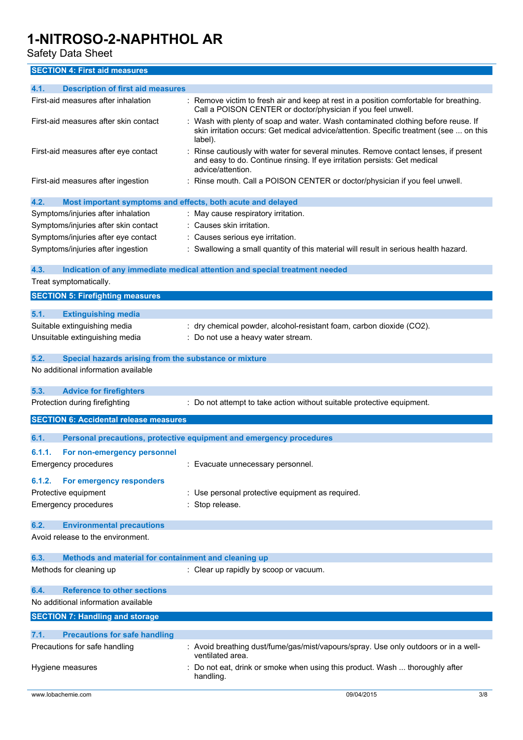## SECTION 4: First aid measures

### 4.1. Description of first aid measures

| | |
|---|---|
| First-aid measures after inhalation | : Remove victim to fresh air and keep at rest in a position comfortable for breathing. Call a POISON CENTER or doctor/physician if you feel unwell. |
| First-aid measures after skin contact | : Wash with plenty of soap and water. Wash contaminated clothing before reuse. If skin irritation occurs: Get medical advice/attention. Specific treatment (see ... on this label). |
| First-aid measures after eye contact | : Rinse cautiously with water for several minutes. Remove contact lenses, if present and easy to do. Continue rinsing. If eye irritation persists: Get medical advice/attention. |
| First-aid measures after ingestion | : Rinse mouth. Call a POISON CENTER or doctor/physician if you feel unwell. |

### 4.2. Most important symptoms and effects, both acute and delayed

| | |
|---|---|
| Symptoms/injuries after inhalation | : May cause respiratory irritation. |
| Symptoms/injuries after skin contact | : Causes skin irritation. |
| Symptoms/injuries after eye contact | : Causes serious eye irritation. |
| Symptoms/injuries after ingestion | : Swallowing a small quantity of this material will result in serious health hazard. |

### 4.3. Indication of any immediate medical attention and special treatment needed

Treat symptomatically.

## SECTION 5: Firefighting measures

### 5.1. Extinguishing media

| | |
|---|---|
| Suitable extinguishing media | : dry chemical powder, alcohol-resistant foam, carbon dioxide ($CO_2$). |
| Unsuitable extinguishing media | : Do not use a heavy water stream. |

### 5.2. Special hazards arising from the substance or mixture

No additional information available

### 5.3. Advice for firefighters

| | |
|---|---|
| Protection during firefighting | : Do not attempt to take action without suitable protective equipment. |

## SECTION 6: Accidental release measures

### 6.1. Personal precautions, protective equipment and emergency procedures

#### 6.1.1. For non-emergency personnel

| | |
|---|---|
| Emergency procedures | : Evacuate unnecessary personnel. |

#### 6.1.2. For emergency responders

| | |
|---|---|
| Protective equipment | : Use personal protective equipment as required. |
| Emergency procedures | : Stop release. |

### 6.2. Environmental precautions

Avoid release to the environment.

### 6.3. Methods and material for containment and cleaning up

| | |
|---|---|
| Methods for cleaning up | : Clear up rapidly by scoop or vacuum. |

### 6.4. Reference to other sections

No additional information available

## SECTION 7: Handling and storage

### 7.1. Precautions for safe handling

| | |
|---|---|
| Precautions for safe handling | : Avoid breathing dust/fume/gas/mist/vapours/spray. Use only outdoors or in a well-ventilated area. |
| Hygiene measures | : Do not eat, drink or smoke when using this product. Wash ... thoroughly after handling. |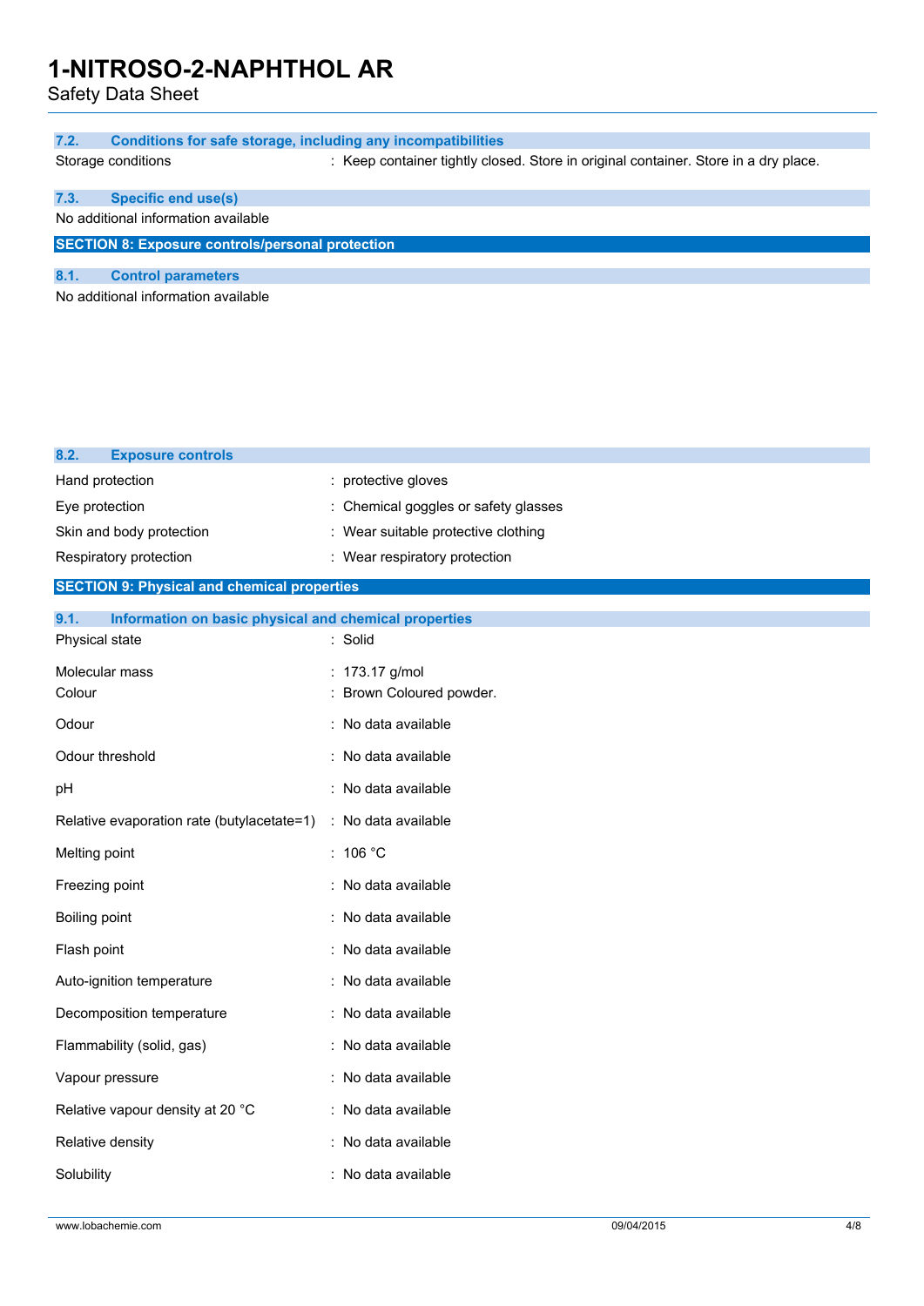### 7.2. Conditions for safe storage, including any incompatibilities

Storage conditions : Keep container tightly closed. Store in original container. Store in a dry place.

### 7.3. Specific end use(s)

No additional information available

## SECTION 8: Exposure controls/personal protection

### 8.1. Control parameters

No additional information available

### 8.2. Exposure controls

| | |
|---|---|
| Hand protection | : protective gloves |
| Eye protection | : Chemical goggles or safety glasses |
| Skin and body protection | : Wear suitable protective clothing |
| Respiratory protection | : Wear respiratory protection |

## SECTION 9: Physical and chemical properties

### 9.1. Information on basic physical and chemical properties

| | |
|---|---|
| Physical state | : Solid |
| Molecular mass | : 173.17 g/mol |
| Colour | : Brown Coloured powder. |
| Odour | : No data available |
| Odour threshold | : No data available |
| pH | : No data available |
| Relative evaporation rate (butylacetate=1) | : No data available |
| Melting point | : 106 °C |
| Freezing point | : No data available |
| Boiling point | : No data available |
| Flash point | : No data available |
| Auto-ignition temperature | : No data available |
| Decomposition temperature | : No data available |
| Flammability (solid, gas) | : No data available |
| Vapour pressure | : No data available |
| Relative vapour density at 20 °C | : No data available |
| Relative density | : No data available |
| Solubility | : No data available |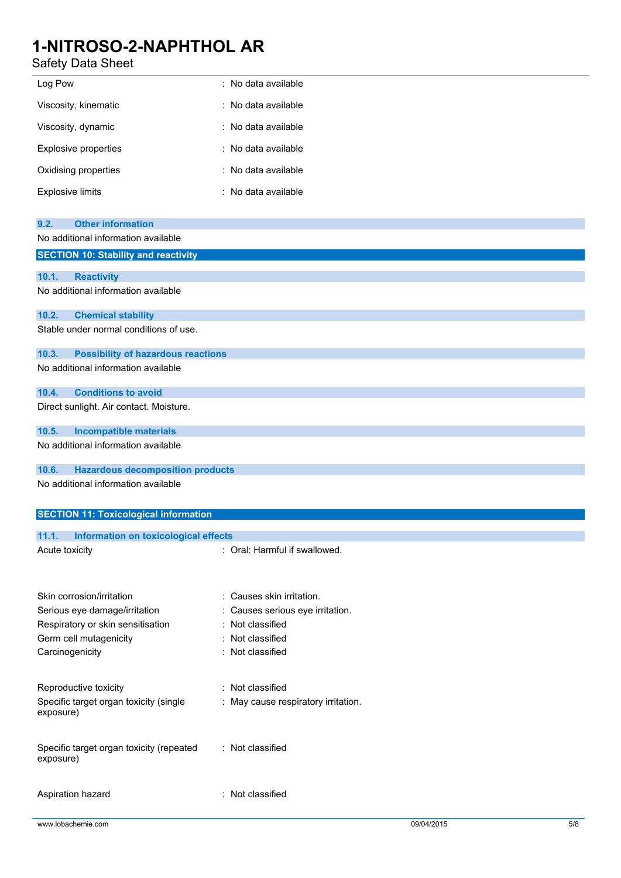| | |
|---|---|
| Log Pow | : No data available |
| Viscosity, kinematic | : No data available |
| Viscosity, dynamic | : No data available |
| Explosive properties | : No data available |
| Oxidising properties | : No data available |
| Explosive limits | : No data available |

### 9.2. Other information

No additional information available

## SECTION 10: Stability and reactivity

### 10.1. Reactivity

No additional information available

### 10.2. Chemical stability

Stable under normal conditions of use.

### 10.3. Possibility of hazardous reactions

No additional information available

### 10.4. Conditions to avoid

Direct sunlight. Air contact. Moisture.

### 10.5. Incompatible materials

No additional information available

### 10.6. Hazardous decomposition products

No additional information available

## SECTION 11: Toxicological information

### 11.1. Information on toxicological effects

| | |
|---|---|
| Acute toxicity | : Oral: Harmful if swallowed. |
| Skin corrosion/irritation | : Causes skin irritation. |
| Serious eye damage/irritation | : Causes serious eye irritation. |
| Respiratory or skin sensitisation | : Not classified |
| Germ cell mutagenicity | : Not classified |
| Carcinogenicity | : Not classified |
| Reproductive toxicity | : Not classified |
| Specific target organ toxicity (single exposure) | : May cause respiratory irritation. |
| Specific target organ toxicity (repeated exposure) | : Not classified |
| Aspiration hazard | : Not classified |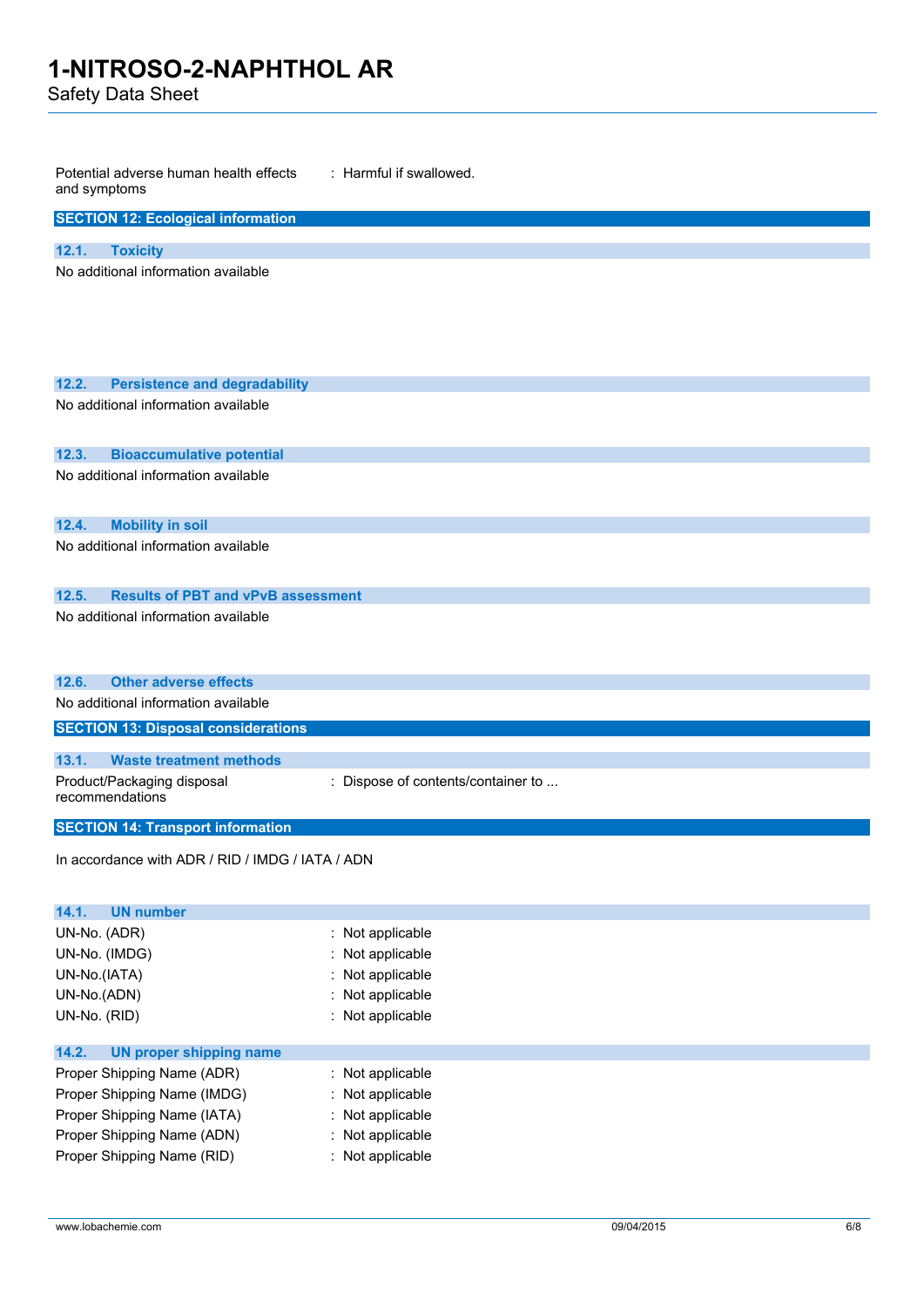Potential adverse human health effects and symptoms : Harmful if swallowed.

## SECTION 12: Ecological information

### 12.1. Toxicity

No additional information available

### 12.2. Persistence and degradability

No additional information available

### 12.3. Bioaccumulative potential

No additional information available

### 12.4. Mobility in soil

No additional information available

### 12.5. Results of PBT and vPvB assessment

No additional information available

### 12.6. Other adverse effects

No additional information available

## SECTION 13: Disposal considerations

### 13.1. Waste treatment methods

Product/Packaging disposal recommendations : Dispose of contents/container to ...

## SECTION 14: Transport information

In accordance with ADR / RID / IMDG / IATA / ADN

### 14.1. UN number

| | |
|---|---|
| UN-No. (ADR) | : Not applicable |
| UN-No. (IMDG) | : Not applicable |
| UN-No.(IATA) | : Not applicable |
| UN-No.(ADN) | : Not applicable |
| UN-No. (RID) | : Not applicable |

### 14.2. UN proper shipping name

| | |
|---|---|
| Proper Shipping Name (ADR) | : Not applicable |
| Proper Shipping Name (IMDG) | : Not applicable |
| Proper Shipping Name (IATA) | : Not applicable |
| Proper Shipping Name (ADN) | : Not applicable |
| Proper Shipping Name (RID) | : Not applicable |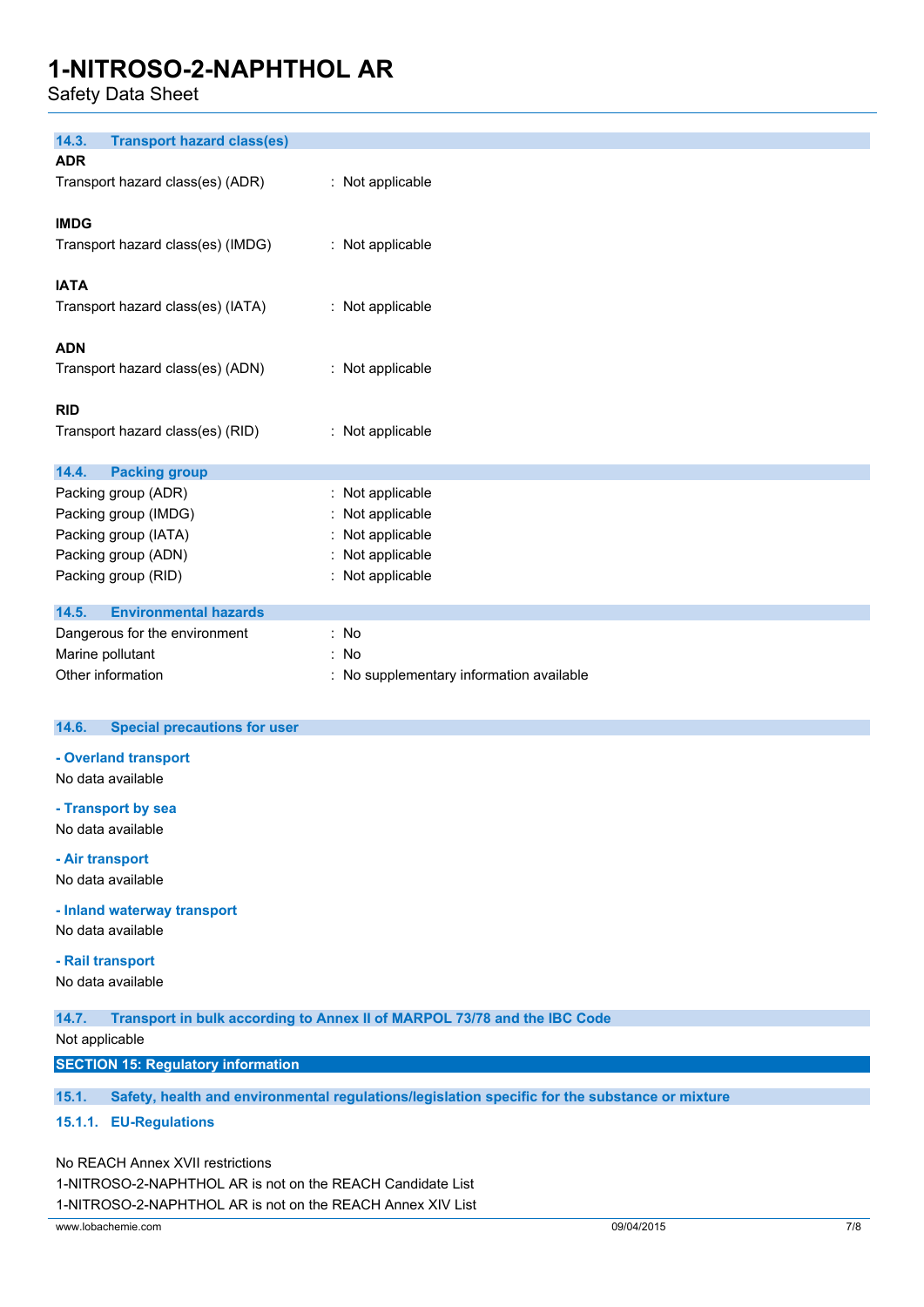### 14.3. Transport hazard class(es)

**ADR**

Transport hazard class(es) (ADR) : Not applicable

**IMDG**

Transport hazard class(es) (IMDG) : Not applicable

**IATA**

Transport hazard class(es) (IATA) : Not applicable

**ADN**

Transport hazard class(es) (ADN) : Not applicable

**RID**

Transport hazard class(es) (RID) : Not applicable

### 14.4. Packing group

Packing group (ADR) : Not applicable
Packing group (IMDG) : Not applicable
Packing group (IATA) : Not applicable
Packing group (ADN) : Not applicable
Packing group (RID) : Not applicable

### 14.5. Environmental hazards

Dangerous for the environment : No
Marine pollutant : No
Other information : No supplementary information available

### 14.6. Special precautions for user

**- Overland transport**

No data available

**- Transport by sea**

No data available

**- Air transport**

No data available

**- Inland waterway transport**

No data available

**- Rail transport**

No data available

### 14.7. Transport in bulk according to Annex II of MARPOL 73/78 and the IBC Code

Not applicable

## SECTION 15: Regulatory information

### 15.1. Safety, health and environmental regulations/legislation specific for the substance or mixture

#### 15.1.1. EU-Regulations

No REACH Annex XVII restrictions
1-NITROSO-2-NAPHTHOL AR is not on the REACH Candidate List
1-NITROSO-2-NAPHTHOL AR is not on the REACH Annex XIV List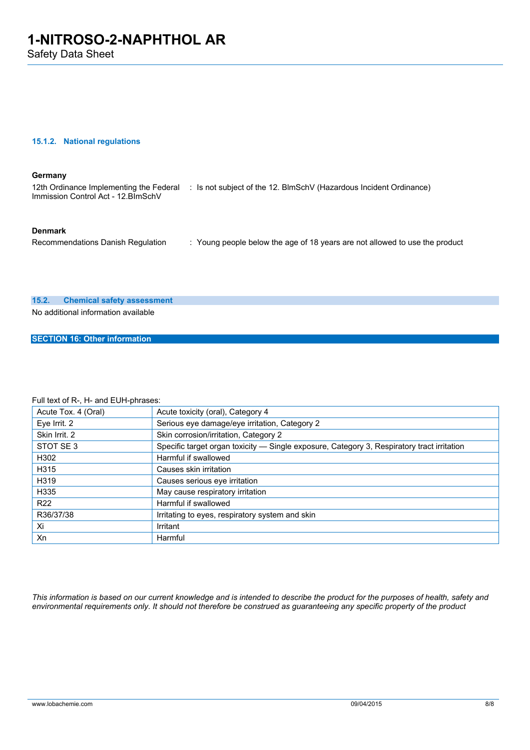#### 15.1.2. National regulations

**Germany**

| | |
|---|---|
| 12th Ordinance Implementing the Federal Immission Control Act - 12.BImSchV | : Is not subject of the 12. BlmSchV (Hazardous Incident Ordinance) |

**Denmark**

| | |
|---|---|
| Recommendations Danish Regulation | : Young people below the age of 18 years are not allowed to use the product |

### 15.2. Chemical safety assessment

No additional information available

## SECTION 16: Other information

Full text of R-, H- and EUH-phrases:

| | |
|---|---|
| Acute Tox. 4 (Oral) | Acute toxicity (oral), Category 4 |
| Eye Irrit. 2 | Serious eye damage/eye irritation, Category 2 |
| Skin Irrit. 2 | Skin corrosion/irritation, Category 2 |
| STOT SE 3 | Specific target organ toxicity — Single exposure, Category 3, Respiratory tract irritation |
| H302 | Harmful if swallowed |
| H315 | Causes skin irritation |
| H319 | Causes serious eye irritation |
| H335 | May cause respiratory irritation |
| R22 | Harmful if swallowed |
| R36/37/38 | Irritating to eyes, respiratory system and skin |
| Xi | Irritant |
| Xn | Harmful |

*This information is based on our current knowledge and is intended to describe the product for the purposes of health, safety and environmental requirements only. It should not therefore be construed as guaranteeing any specific property of the product*